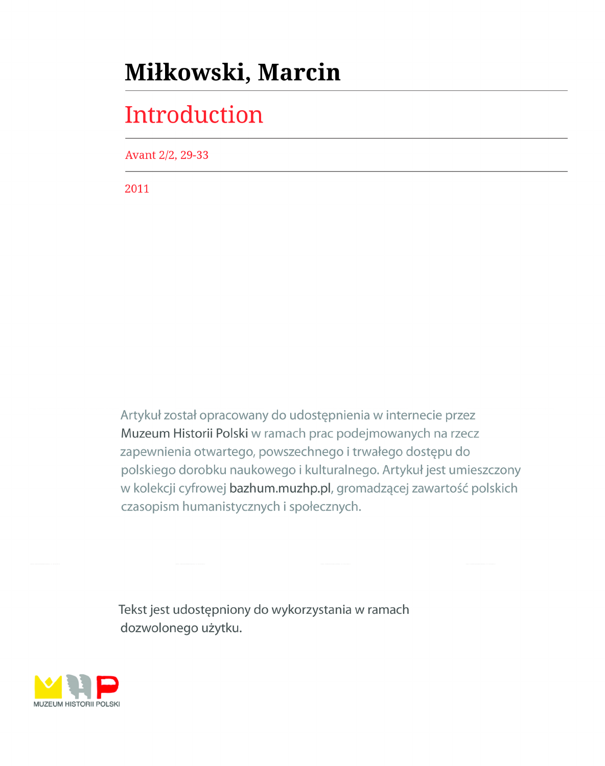# Miłkowski, Marcin

## Introduction

Avant 2/2, 29-33

2011

Artykuł został opracowany do udostępnienia w internecie przez Muzeum Historii Polski w ramach prac podejmowanych na rzecz zapewnienia otwartego, powszechnego i trwałego dostępu do polskiego dorobku naukowego i kulturalnego. Artykuł jest umieszczony w kolekcji cyfrowej bazhum.muzhp.pl, gromadzącej zawartość polskich czasopism humanistycznych i społecznych.

Tekst jest udostępniony do wykorzystania w ramach dozwolonego użytku.

MUZEUM HISTORII POLSKI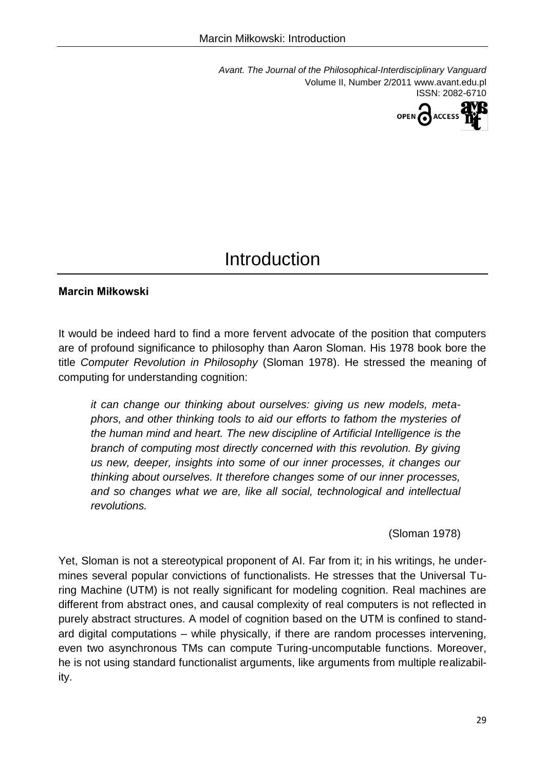# Introduction

**Marcin Miłkowski**

It would be indeed hard to find a more fervent advocate of the position that computers are of profound significance to philosophy than Aaron Sloman. His 1978 book bore the title *Computer Revolution in Philosophy* (Sloman 1978). He stressed the meaning of computing for understanding cognition:

> *it can change our thinking about ourselves: giving us new models, metaphors, and other thinking tools to aid our efforts to fathom the mysteries of the human mind and heart. The new discipline of Artificial Intelligence is the branch of computing most directly concerned with this revolution. By giving us new, deeper, insights into some of our inner processes, it changes our thinking about ourselves. It therefore changes some of our inner processes, and so changes what we are, like all social, technological and intellectual revolutions.*
>
> (Sloman 1978)

Yet, Sloman is not a stereotypical proponent of AI. Far from it; in his writings, he undermines several popular convictions of functionalists. He stresses that the Universal Turing Machine (UTM) is not really significant for modeling cognition. Real machines are different from abstract ones, and causal complexity of real computers is not reflected in purely abstract structures. A model of cognition based on the UTM is confined to standard digital computations – while physically, if there are random processes intervening, even two asynchronous TMs can compute Turing-uncomputable functions. Moreover, he is not using standard functionalist arguments, like arguments from multiple realizability.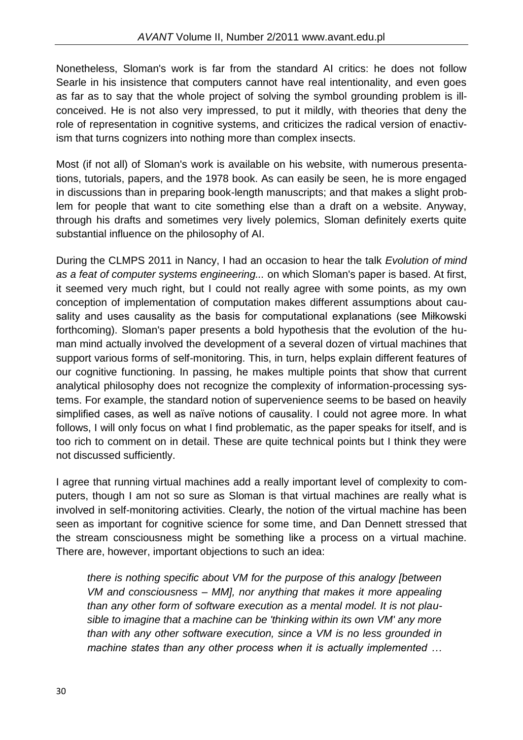Nonetheless, Sloman's work is far from the standard AI critics: he does not follow Searle in his insistence that computers cannot have real intentionality, and even goes as far as to say that the whole project of solving the symbol grounding problem is ill-conceived. He is not also very impressed, to put it mildly, with theories that deny the role of representation in cognitive systems, and criticizes the radical version of enactivism that turns cognizers into nothing more than complex insects.

Most (if not all) of Sloman's work is available on his website, with numerous presentations, tutorials, papers, and the 1978 book. As can easily be seen, he is more engaged in discussions than in preparing book-length manuscripts; and that makes a slight problem for people that want to cite something else than a draft on a website. Anyway, through his drafts and sometimes very lively polemics, Sloman definitely exerts quite substantial influence on the philosophy of AI.

During the CLMPS 2011 in Nancy, I had an occasion to hear the talk *Evolution of mind as a feat of computer systems engineering...* on which Sloman's paper is based. At first, it seemed very much right, but I could not really agree with some points, as my own conception of implementation of computation makes different assumptions about causality and uses causality as the basis for computational explanations (see Miłkowski forthcoming). Sloman's paper presents a bold hypothesis that the evolution of the human mind actually involved the development of a several dozen of virtual machines that support various forms of self-monitoring. This, in turn, helps explain different features of our cognitive functioning. In passing, he makes multiple points that show that current analytical philosophy does not recognize the complexity of information-processing systems. For example, the standard notion of supervenience seems to be based on heavily simplified cases, as well as naïve notions of causality. I could not agree more. In what follows, I will only focus on what I find problematic, as the paper speaks for itself, and is too rich to comment on in detail. These are quite technical points but I think they were not discussed sufficiently.

I agree that running virtual machines add a really important level of complexity to computers, though I am not so sure as Sloman is that virtual machines are really what is involved in self-monitoring activities. Clearly, the notion of the virtual machine has been seen as important for cognitive science for some time, and Dan Dennett stressed that the stream consciousness might be something like a process on a virtual machine. There are, however, important objections to such an idea:

> *there is nothing specific about VM for the purpose of this analogy [between VM and consciousness – MM], nor anything that makes it more appealing than any other form of software execution as a mental model. It is not plausible to imagine that a machine can be 'thinking within its own VM' any more than with any other software execution, since a VM is no less grounded in machine states than any other process when it is actually implemented …*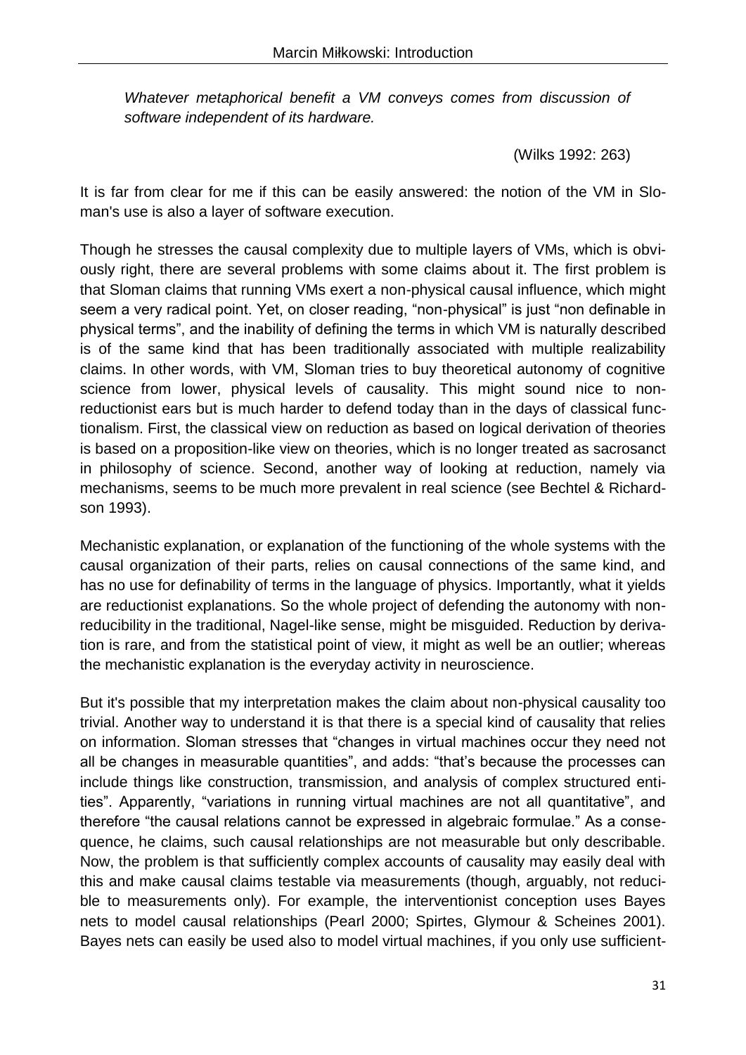*Whatever metaphorical benefit a VM conveys comes from discussion of software independent of its hardware.*

(Wilks 1992: 263)

It is far from clear for me if this can be easily answered: the notion of the VM in Sloman's use is also a layer of software execution.

Though he stresses the causal complexity due to multiple layers of VMs, which is obviously right, there are several problems with some claims about it. The first problem is that Sloman claims that running VMs exert a non-physical causal influence, which might seem a very radical point. Yet, on closer reading, "non-physical" is just "non definable in physical terms", and the inability of defining the terms in which VM is naturally described is of the same kind that has been traditionally associated with multiple realizability claims. In other words, with VM, Sloman tries to buy theoretical autonomy of cognitive science from lower, physical levels of causality. This might sound nice to non-reductionist ears but is much harder to defend today than in the days of classical functionalism. First, the classical view on reduction as based on logical derivation of theories is based on a proposition-like view on theories, which is no longer treated as sacrosanct in philosophy of science. Second, another way of looking at reduction, namely via mechanisms, seems to be much more prevalent in real science (see Bechtel & Richardson 1993).

Mechanistic explanation, or explanation of the functioning of the whole systems with the causal organization of their parts, relies on causal connections of the same kind, and has no use for definability of terms in the language of physics. Importantly, what it yields are reductionist explanations. So the whole project of defending the autonomy with non-reducibility in the traditional, Nagel-like sense, might be misguided. Reduction by derivation is rare, and from the statistical point of view, it might as well be an outlier; whereas the mechanistic explanation is the everyday activity in neuroscience.

But it's possible that my interpretation makes the claim about non-physical causality too trivial. Another way to understand it is that there is a special kind of causality that relies on information. Sloman stresses that "changes in virtual machines occur they need not all be changes in measurable quantities", and adds: "that's because the processes can include things like construction, transmission, and analysis of complex structured entities". Apparently, "variations in running virtual machines are not all quantitative", and therefore "the causal relations cannot be expressed in algebraic formulae." As a consequence, he claims, such causal relationships are not measurable but only describable. Now, the problem is that sufficiently complex accounts of causality may easily deal with this and make causal claims testable via measurements (though, arguably, not reducible to measurements only). For example, the interventionist conception uses Bayes nets to model causal relationships (Pearl 2000; Spirtes, Glymour & Scheines 2001). Bayes nets can easily be used also to model virtual machines, if you only use sufficient-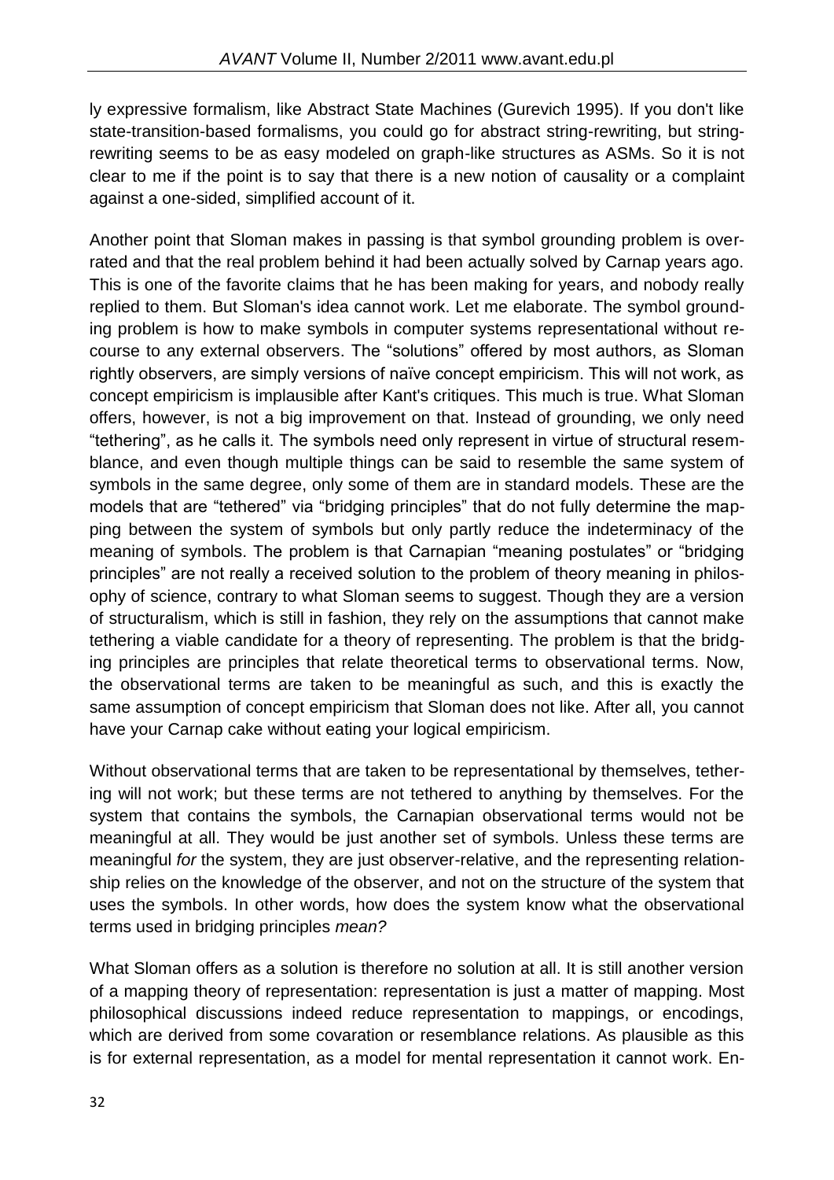ly expressive formalism, like Abstract State Machines (Gurevich 1995). If you don't like state-transition-based formalisms, you could go for abstract string-rewriting, but string-rewriting seems to be as easy modeled on graph-like structures as ASMs. So it is not clear to me if the point is to say that there is a new notion of causality or a complaint against a one-sided, simplified account of it.

Another point that Sloman makes in passing is that symbol grounding problem is overrated and that the real problem behind it had been actually solved by Carnap years ago. This is one of the favorite claims that he has been making for years, and nobody really replied to them. But Sloman's idea cannot work. Let me elaborate. The symbol grounding problem is how to make symbols in computer systems representational without recourse to any external observers. The "solutions" offered by most authors, as Sloman rightly observers, are simply versions of naïve concept empiricism. This will not work, as concept empiricism is implausible after Kant's critiques. This much is true. What Sloman offers, however, is not a big improvement on that. Instead of grounding, we only need "tethering", as he calls it. The symbols need only represent in virtue of structural resemblance, and even though multiple things can be said to resemble the same system of symbols in the same degree, only some of them are in standard models. These are the models that are "tethered" via "bridging principles" that do not fully determine the mapping between the system of symbols but only partly reduce the indeterminacy of the meaning of symbols. The problem is that Carnapian "meaning postulates" or "bridging principles" are not really a received solution to the problem of theory meaning in philosophy of science, contrary to what Sloman seems to suggest. Though they are a version of structuralism, which is still in fashion, they rely on the assumptions that cannot make tethering a viable candidate for a theory of representing. The problem is that the bridging principles are principles that relate theoretical terms to observational terms. Now, the observational terms are taken to be meaningful as such, and this is exactly the same assumption of concept empiricism that Sloman does not like. After all, you cannot have your Carnap cake without eating your logical empiricism.

Without observational terms that are taken to be representational by themselves, tethering will not work; but these terms are not tethered to anything by themselves. For the system that contains the symbols, the Carnapian observational terms would not be meaningful at all. They would be just another set of symbols. Unless these terms are meaningful *for* the system, they are just observer-relative, and the representing relationship relies on the knowledge of the observer, and not on the structure of the system that uses the symbols. In other words, how does the system know what the observational terms used in bridging principles *mean?*

What Sloman offers as a solution is therefore no solution at all. It is still another version of a mapping theory of representation: representation is just a matter of mapping. Most philosophical discussions indeed reduce representation to mappings, or encodings, which are derived from some covaration or resemblance relations. As plausible as this is for external representation, as a model for mental representation it cannot work. En-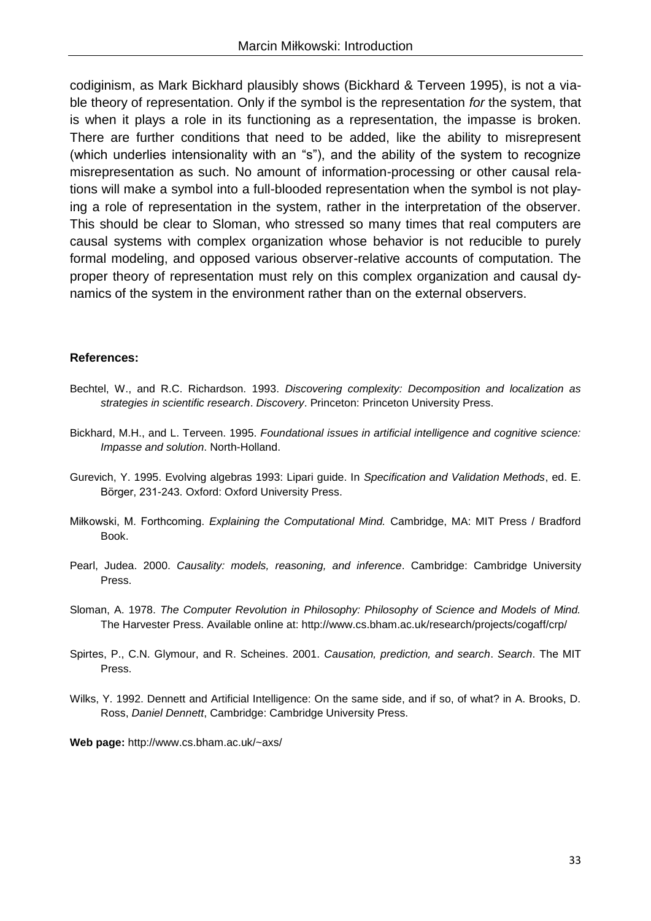codiginism, as Mark Bickhard plausibly shows (Bickhard & Terveen 1995), is not a viable theory of representation. Only if the symbol is the representation *for* the system, that is when it plays a role in its functioning as a representation, the impasse is broken. There are further conditions that need to be added, like the ability to misrepresent (which underlies intensionality with an "s"), and the ability of the system to recognize misrepresentation as such. No amount of information-processing or other causal relations will make a symbol into a full-blooded representation when the symbol is not playing a role of representation in the system, rather in the interpretation of the observer. This should be clear to Sloman, who stressed so many times that real computers are causal systems with complex organization whose behavior is not reducible to purely formal modeling, and opposed various observer-relative accounts of computation. The proper theory of representation must rely on this complex organization and causal dynamics of the system in the environment rather than on the external observers.

**References:**

Bechtel, W., and R.C. Richardson. 1993. *Discovering complexity: Decomposition and localization as strategies in scientific research*. *Discovery*. Princeton: Princeton University Press.

Bickhard, M.H., and L. Terveen. 1995. *Foundational issues in artificial intelligence and cognitive science: Impasse and solution*. North-Holland.

Gurevich, Y. 1995. Evolving algebras 1993: Lipari guide. In *Specification and Validation Methods*, ed. E. Börger, 231-243. Oxford: Oxford University Press.

Miłkowski, M. Forthcoming. *Explaining the Computational Mind.* Cambridge, MA: MIT Press / Bradford Book.

Pearl, Judea. 2000. *Causality: models, reasoning, and inference*. Cambridge: Cambridge University Press.

Sloman, A. 1978. *The Computer Revolution in Philosophy: Philosophy of Science and Models of Mind.* The Harvester Press. Available online at: http://www.cs.bham.ac.uk/research/projects/cogaff/crp/

Spirtes, P., C.N. Glymour, and R. Scheines. 2001. *Causation, prediction, and search*. *Search*. The MIT Press.

Wilks, Y. 1992. Dennett and Artificial Intelligence: On the same side, and if so, of what? in A. Brooks, D. Ross, *Daniel Dennett*, Cambridge: Cambridge University Press.

**Web page:** http://www.cs.bham.ac.uk/~axs/